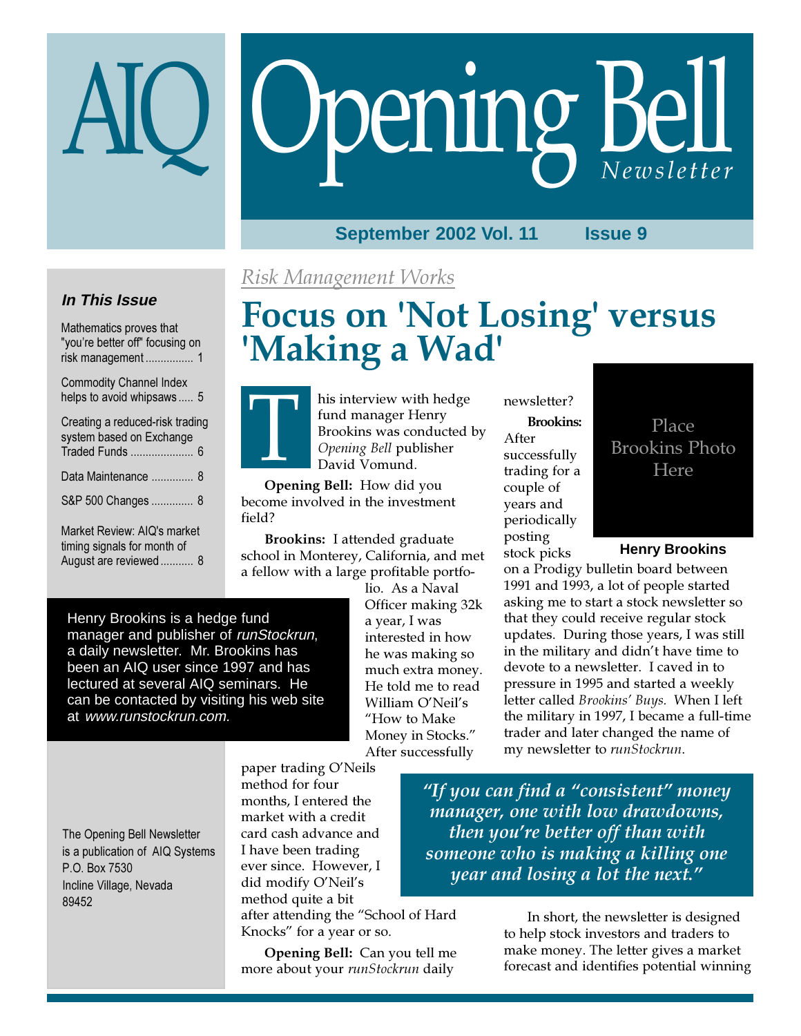# AIQ Opening Bell Newsletter

September 2002 Vol. 11 Issue 9

### *In This Issue*

- Mathematics proves that "you're better off" focusing on risk management ................ 1
- Commodity Channel Index helps to avoid whipsaws ..... 5
- Creating a reduced-risk trading system based on Exchange Traded Funds ..................... 6
- Data Maintenance .............. 8
- S&P 500 Changes .............. 8
- Market Review: AIQ's market timing signals for month of August are reviewed ........... 8

The Opening Bell Newsletter is a publication of AIQ Systems
P.O. Box 7530
Incline Village, Nevada
89452

*Risk Management Works*

# Focus on 'Not Losing' versus 'Making a Wad'

This interview with hedge fund manager Henry Brookins was conducted by *Opening Bell* publisher David Vomund.

Henry Brookins is a hedge fund manager and publisher of *runStockrun*, a daily newsletter. Mr. Brookins has been an AIQ user since 1997 and has lectured at several AIQ seminars. He can be contacted by visiting his web site at *www.runstockrun.com.*

**Opening Bell:** How did you become involved in the investment field?

**Brookins:** I attended graduate school in Monterey, California, and met a fellow with a large profitable portfolio. As a Naval Officer making 32k a year, I was interested in how he was making so much extra money. He told me to read William O'Neil's "How to Make Money in Stocks." After successfully paper trading O'Neils method for four months, I entered the market with a credit card cash advance and I have been trading ever since. However, I did modify O'Neil's method quite a bit after attending the "School of Hard Knocks" for a year or so.

**Opening Bell:** Can you tell me more about your *runStockrun* daily newsletter?

Place Brookins Photo Here

**Henry Brookins**

**Brookins:** After successfully trading for a couple of years and periodically posting stock picks on a Prodigy bulletin board between 1991 and 1993, a lot of people started asking me to start a stock newsletter so that they could receive regular stock updates. During those years, I was still in the military and didn't have time to devote to a newsletter. I caved in to pressure in 1995 and started a weekly letter called *Brookins' Buys.* When I left the military in 1997, I became a full-time trader and later changed the name of my newsletter to *runStockrun*.

> *"If you can find a "consistent" money manager, one with low drawdowns, then you're better off than with someone who is making a killing one year and losing a lot the next."*

In short, the newsletter is designed to help stock investors and traders to make money. The letter gives a market forecast and identifies potential winning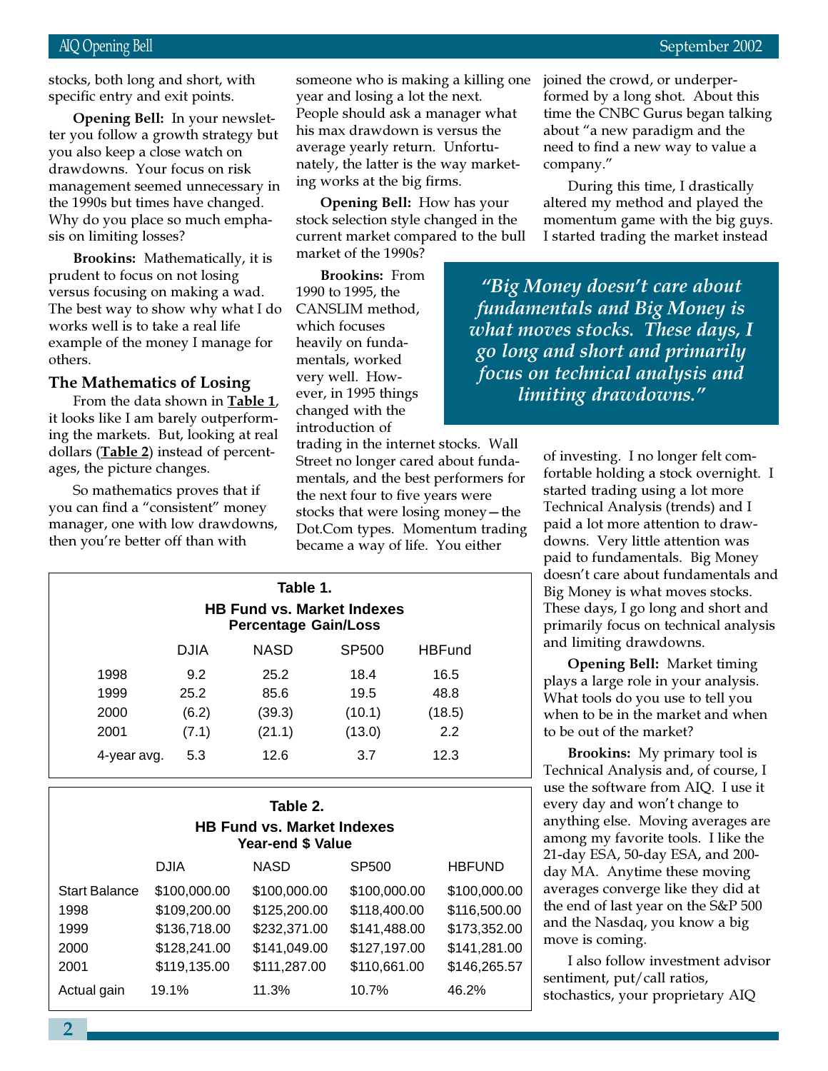stocks, both long and short, with specific entry and exit points.

**Opening Bell:** In your newsletter you follow a growth strategy but you also keep a close watch on drawdowns. Your focus on risk management seemed unnecessary in the 1990s but times have changed. Why do you place so much emphasis on limiting losses?

**Brookins:** Mathematically, it is prudent to focus on not losing versus focusing on making a wad. The best way to show why what I do works well is to take a real life example of the money I manage for others.

### The Mathematics of Losing

From the data shown in **Table 1**, it looks like I am barely outperforming the markets. But, looking at real dollars (**Table 2**) instead of percentages, the picture changes.

So mathematics proves that if you can find a "consistent" money manager, one with low drawdowns, then you're better off than with someone who is making a killing one year and losing a lot the next. People should ask a manager what his max drawdown is versus the average yearly return. Unfortunately, the latter is the way marketing works at the big firms.

**Opening Bell:** How has your stock selection style changed in the current market compared to the bull market of the 1990s?

**Brookins:** From 1990 to 1995, the CANSLIM method, which focuses heavily on fundamentals, worked very well. However, in 1995 things changed with the introduction of trading in the internet stocks. Wall Street no longer cared about fundamentals, and the best performers for the next four to five years were stocks that were losing money—the Dot.Com types. Momentum trading became a way of life. You either joined the crowd, or underperformed by a long shot. About this time the CNBC Gurus began talking about "a new paradigm and the need to find a new way to value a company."

During this time, I drastically altered my method and played the momentum game with the big guys. I started trading the market instead of investing. I no longer felt comfortable holding a stock overnight. I started trading using a lot more Technical Analysis (trends) and I paid a lot more attention to drawdowns. Very little attention was paid to fundamentals. Big Money doesn't care about fundamentals and Big Money is what moves stocks. These days, I go long and short and primarily focus on technical analysis and limiting drawdowns.

> *"Big Money doesn't care about fundamentals and Big Money is what moves stocks. These days, I go long and short and primarily focus on technical analysis and limiting drawdowns."*

**Table 1.**
**HB Fund vs. Market Indexes**
**Percentage Gain/Loss**

| | DJIA | NASD | SP500 | HBFund |
|---|---|---|---|---|
| 1998 | 9.2 | 25.2 | 18.4 | 16.5 |
| 1999 | 25.2 | 85.6 | 19.5 | 48.8 |
| 2000 | (6.2) | (39.3) | (10.1) | (18.5) |
| 2001 | (7.1) | (21.1) | (13.0) | 2.2 |
| 4-year avg. | 5.3 | 12.6 | 3.7 | 12.3 |

**Table 2.**
**HB Fund vs. Market Indexes**
**Year-end $ Value**

| | DJIA | NASD | SP500 | HBFUND |
|---|---|---|---|---|
| Start Balance | $100,000.00 | $100,000.00 | $100,000.00 | $100,000.00 |
| 1998 | $109,200.00 | $125,200.00 | $118,400.00 | $116,500.00 |
| 1999 | $136,718.00 | $232,371.00 | $141,488.00 | $173,352.00 |
| 2000 | $128,241.00 | $141,049.00 | $127,197.00 | $141,281.00 |
| 2001 | $119,135.00 | $111,287.00 | $110,661.00 | $146,265.57 |
| Actual gain | 19.1% | 11.3% | 10.7% | 46.2% |

**Opening Bell:** Market timing plays a large role in your analysis. What tools do you use to tell you when to be in the market and when to be out of the market?

**Brookins:** My primary tool is Technical Analysis and, of course, I use the software from AIQ. I use it every day and won't change to anything else. Moving averages are among my favorite tools. I like the 21-day ESA, 50-day ESA, and 200-day MA. Anytime these moving averages converge like they did at the end of last year on the S&P 500 and the Nasdaq, you know a big move is coming.

I also follow investment advisor sentiment, put/call ratios, stochastics, your proprietary AIQ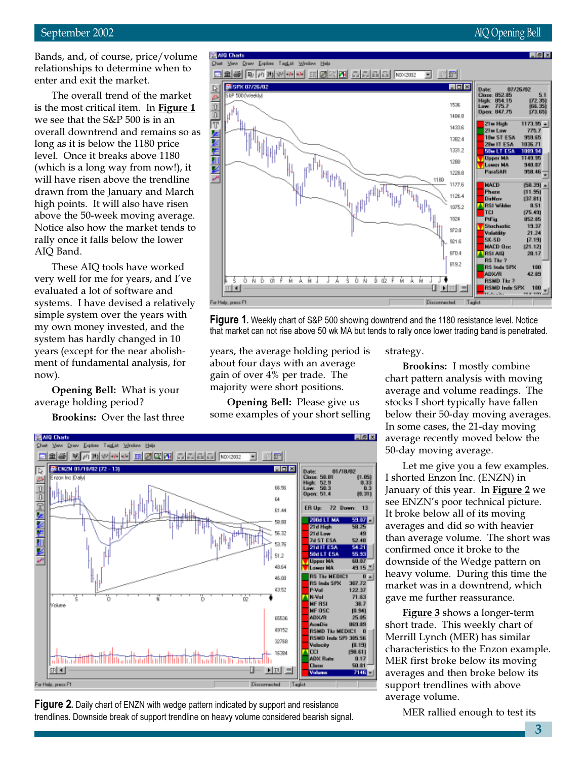Bands, and, of course, price/volume relationships to determine when to enter and exit the market.

The overall trend of the market is the most critical item. In **Figure 1** we see that the S&P 500 is in an overall downtrend and remains so as long as it is below the 1180 price level. Once it breaks above 1180 (which is a long way from now!), it will have risen above the trendline drawn from the January and March high points. It will also have risen above the 50-week moving average. Notice also how the market tends to rally once it falls below the lower AIQ Band.

These AIQ tools have worked very well for me for years, and I've evaluated a lot of software and systems. I have devised a relatively simple system over the years with my own money invested, and the system has hardly changed in 10 years (except for the near abolishment of fundamental analysis, for now).

**Opening Bell:** What is your average holding period?

**Brookins:** Over the last three years, the average holding period is about four days with an average gain of over 4% per trade. The majority were short positions.

**Opening Bell:** Please give us some examples of your short selling strategy.

**Brookins:** I mostly combine chart pattern analysis with moving average and volume readings. The stocks I short typically have fallen below their 50-day moving averages. In some cases, the 21-day moving average recently moved below the 50-day moving average.

Let me give you a few examples. I shorted Enzon Inc. (ENZN) in January of this year. In **Figure 2** we see ENZN's poor technical picture. It broke below all of its moving averages and did so with heavier than average volume. The short was confirmed once it broke to the downside of the Wedge pattern on heavy volume. During this time the market was in a downtrend, which gave me further reassurance.

**Figure 3** shows a longer-term short trade. This weekly chart of Merrill Lynch (MER) has similar characteristics to the Enzon example. MER first broke below its moving averages and then broke below its support trendlines with above average volume.

MER rallied enough to test its

**Figure 1.** Weekly chart of S&P 500 showing downtrend and the 1180 resistance level. Notice that market can not rise above 50 wk MA but tends to rally once lower trading band is penetrated.

**Figure 2.** Daily chart of ENZN with wedge pattern indicated by support and resistance trendlines. Downside break of support trendline on heavy volume considered bearish signal.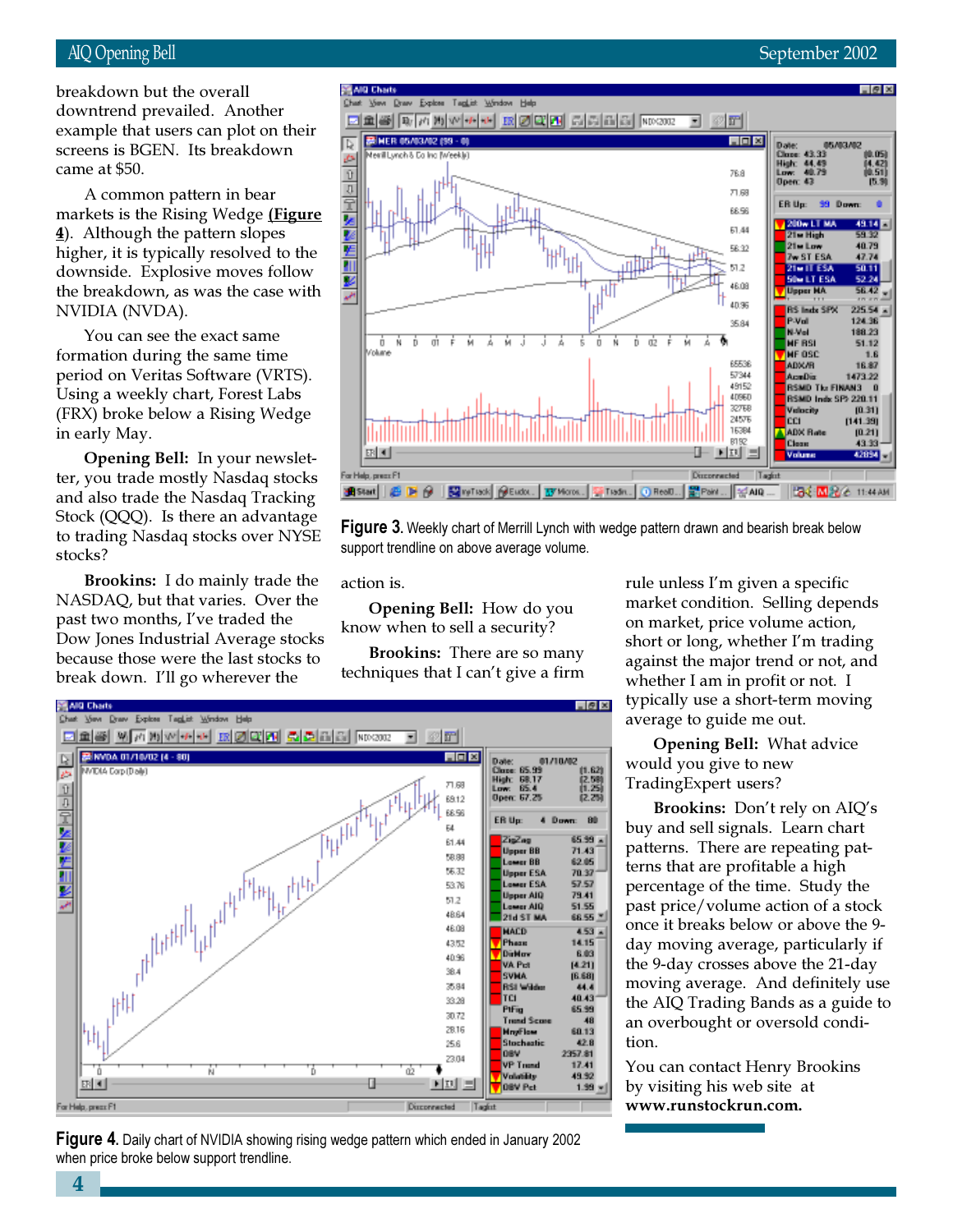breakdown but the overall downtrend prevailed. Another example that users can plot on their screens is BGEN. Its breakdown came at $50.

A common pattern in bear markets is the Rising Wedge (**Figure 4**). Although the pattern slopes higher, it is typically resolved to the downside. Explosive moves follow the breakdown, as was the case with NVIDIA (NVDA).

You can see the exact same formation during the same time period on Veritas Software (VRTS). Using a weekly chart, Forest Labs (FRX) broke below a Rising Wedge in early May.

**Opening Bell:** In your newsletter, you trade mostly Nasdaq stocks and also trade the Nasdaq Tracking Stock (QQQ). Is there an advantage to trading Nasdaq stocks over NYSE stocks?

**Brookins:** I do mainly trade the NASDAQ, but that varies. Over the past two months, I've traded the Dow Jones Industrial Average stocks because those were the last stocks to break down. I'll go wherever the action is.

**Figure 3.** Weekly chart of Merrill Lynch with wedge pattern drawn and bearish break below support trendline on above average volume.

**Opening Bell:** How do you know when to sell a security?

**Brookins:** There are so many techniques that I can't give a firm rule unless I'm given a specific market condition. Selling depends on market, price volume action, short or long, whether I'm trading against the major trend or not, and whether I am in profit or not. I typically use a short-term moving average to guide me out.

**Opening Bell:** What advice would you give to new TradingExpert users?

**Brookins:** Don't rely on AIQ's buy and sell signals. Learn chart patterns. There are repeating patterns that are profitable a high percentage of the time. Study the past price/volume action of a stock once it breaks below or above the 9-day moving average, particularly if the 9-day crosses above the 21-day moving average. And definitely use the AIQ Trading Bands as a guide to an overbought or oversold condition.

You can contact Henry Brookins by visiting his web site at **www.runstockrun.com.**

**Figure 4.** Daily chart of NVIDIA showing rising wedge pattern which ended in January 2002 when price broke below support trendline.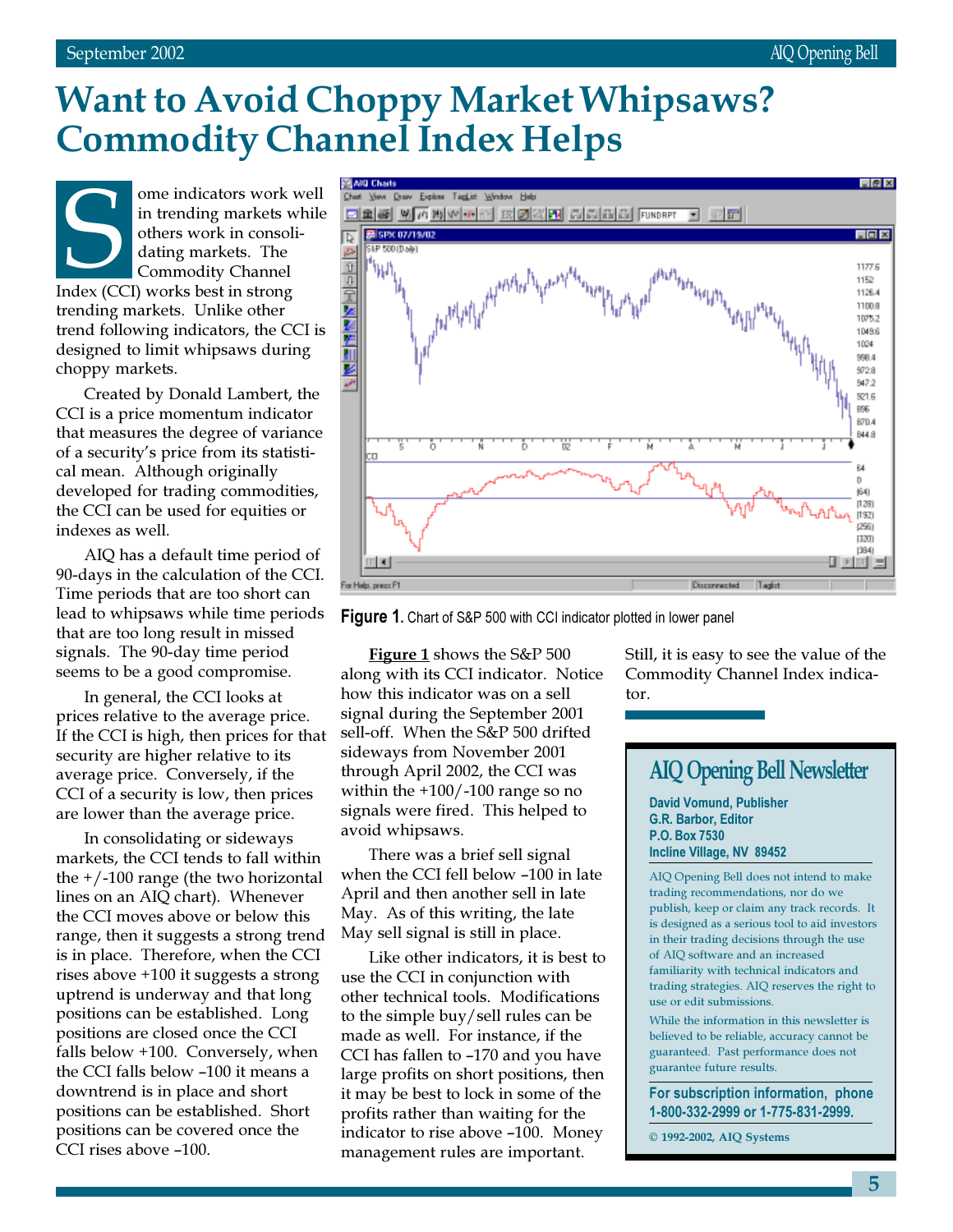# Want to Avoid Choppy Market Whipsaws? Commodity Channel Index Helps

Some indicators work well in trending markets while others work in consolidating markets. The Commodity Channel Index (CCI) works best in strong trending markets. Unlike other trend following indicators, the CCI is designed to limit whipsaws during choppy markets.

Created by Donald Lambert, the CCI is a price momentum indicator that measures the degree of variance of a security's price from its statistical mean. Although originally developed for trading commodities, the CCI can be used for equities or indexes as well.

AIQ has a default time period of 90-days in the calculation of the CCI. Time periods that are too short can lead to whipsaws while time periods that are too long result in missed signals. The 90-day time period seems to be a good compromise.

In general, the CCI looks at prices relative to the average price. If the CCI is high, then prices for that security are higher relative to its average price. Conversely, if the CCI of a security is low, then prices are lower than the average price.

In consolidating or sideways markets, the CCI tends to fall within the +/-100 range (the two horizontal lines on an AIQ chart). Whenever the CCI moves above or below this range, then it suggests a strong trend is in place. Therefore, when the CCI rises above +100 it suggests a strong uptrend is underway and that long positions can be established. Long positions are closed once the CCI falls below +100. Conversely, when the CCI falls below –100 it means a downtrend is in place and short positions can be established. Short positions can be covered once the CCI rises above –100.

**Figure 1.** Chart of S&P 500 with CCI indicator plotted in lower panel

**Figure 1** shows the S&P 500 along with its CCI indicator. Notice how this indicator was on a sell signal during the September 2001 sell-off. When the S&P 500 drifted sideways from November 2001 through April 2002, the CCI was within the +100/-100 range so no signals were fired. This helped to avoid whipsaws.

There was a brief sell signal when the CCI fell below –100 in late April and then another sell in late May. As of this writing, the late May sell signal is still in place.

Like other indicators, it is best to use the CCI in conjunction with other technical tools. Modifications to the simple buy/sell rules can be made as well. For instance, if the CCI has fallen to –170 and you have large profits on short positions, then it may be best to lock in some of the profits rather than waiting for the indicator to rise above –100. Money management rules are important. Still, it is easy to see the value of the Commodity Channel Index indicator.

---

## AIQ Opening Bell Newsletter

**David Vomund, Publisher**
**G.R. Barbor, Editor**
**P.O. Box 7530**
**Incline Village, NV 89452**

AIQ Opening Bell does not intend to make trading recommendations, nor do we publish, keep or claim any track records. It is designed as a serious tool to aid investors in their trading decisions through the use of AIQ software and an increased familiarity with technical indicators and trading strategies. AIQ reserves the right to use or edit submissions.

While the information in this newsletter is believed to be reliable, accuracy cannot be guaranteed. Past performance does not guarantee future results.

**For subscription information, phone 1-800-332-2999 or 1-775-831-2999.**

© 1992-2002, AIQ Systems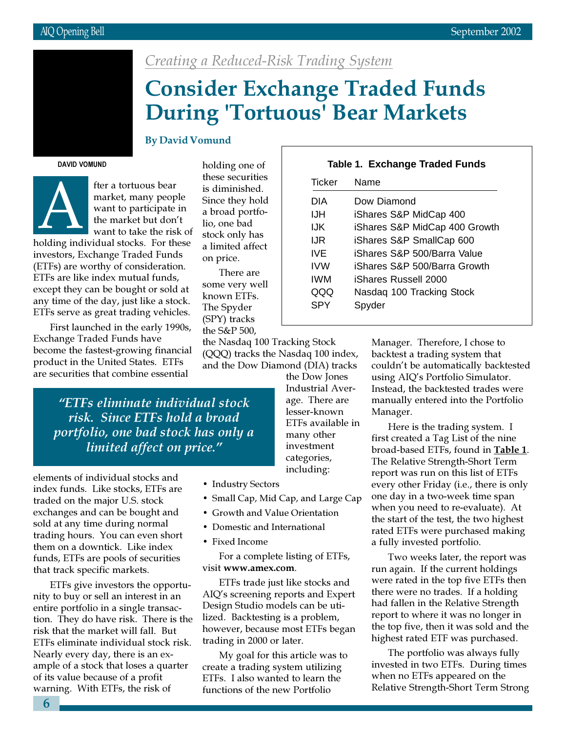*Creating a Reduced-Risk Trading System*

# Consider Exchange Traded Funds During 'Tortuous' Bear Markets

**By David Vomund**

DAVID VOMUND

After a tortuous bear market, many people want to participate in the market but don't want to take the risk of holding individual stocks. For these investors, Exchange Traded Funds (ETFs) are worthy of consideration. ETFs are like index mutual funds, except they can be bought or sold at any time of the day, just like a stock. ETFs serve as great trading vehicles.

First launched in the early 1990s, Exchange Traded Funds have become the fastest-growing financial product in the United States. ETFs are securities that combine essential elements of individual stocks and index funds. Like stocks, ETFs are traded on the major U.S. stock exchanges and can be bought and sold at any time during normal trading hours. You can even short them on a downtick. Like index funds, ETFs are pools of securities that track specific markets.

> *"ETFs eliminate individual stock risk. Since ETFs hold a broad portfolio, one bad stock has only a limited affect on price."*

ETFs give investors the opportunity to buy or sell an interest in an entire portfolio in a single transaction. They do have risk. There is the risk that the market will fall. But ETFs eliminate individual stock risk. Nearly every day, there is an example of a stock that loses a quarter of its value because of a profit warning. With ETFs, the risk of holding one of these securities is diminished. Since they hold a broad portfolio, one bad stock only has a limited affect on price.

There are some very well known ETFs. The Spyder (SPY) tracks the S&P 500, the Nasdaq 100 Tracking Stock (QQQ) tracks the Nasdaq 100 index, and the Dow Diamond (DIA) tracks the Dow Jones Industrial Average. There are lesser-known ETFs available in many other investment categories, including:

- Industry Sectors
- Small Cap, Mid Cap, and Large Cap
- Growth and Value Orientation
- Domestic and International
- Fixed Income

For a complete listing of ETFs, visit **www.amex.com**.

ETFs trade just like stocks and AIQ's screening reports and Expert Design Studio models can be utilized. Backtesting is a problem, however, because most ETFs began trading in 2000 or later.

My goal for this article was to create a trading system utilizing ETFs. I also wanted to learn the functions of the new Portfolio Manager. Therefore, I chose to backtest a trading system that couldn't be automatically backtested using AIQ's Portfolio Simulator. Instead, the backtested trades were manually entered into the Portfolio Manager.

**Table 1. Exchange Traded Funds**

| Ticker | Name |
|---|---|
| DIA | Dow Diamond |
| IJH | iShares S&P MidCap 400 |
| IJK | iShares S&P MidCap 400 Growth |
| IJR | iShares S&P SmallCap 600 |
| IVE | iShares S&P 500/Barra Value |
| IVW | iShares S&P 500/Barra Growth |
| IWM | iShares Russell 2000 |
| QQQ | Nasdaq 100 Tracking Stock |
| SPY | Spyder |

Here is the trading system. I first created a Tag List of the nine broad-based ETFs, found in **Table 1**. The Relative Strength-Short Term report was run on this list of ETFs every other Friday (i.e., there is only one day in a two-week time span when you need to re-evaluate). At the start of the test, the two highest rated ETFs were purchased making a fully invested portfolio.

Two weeks later, the report was run again. If the current holdings were rated in the top five ETFs then there were no trades. If a holding had fallen in the Relative Strength report to where it was no longer in the top five, then it was sold and the highest rated ETF was purchased.

The portfolio was always fully invested in two ETFs. During times when no ETFs appeared on the Relative Strength-Short Term Strong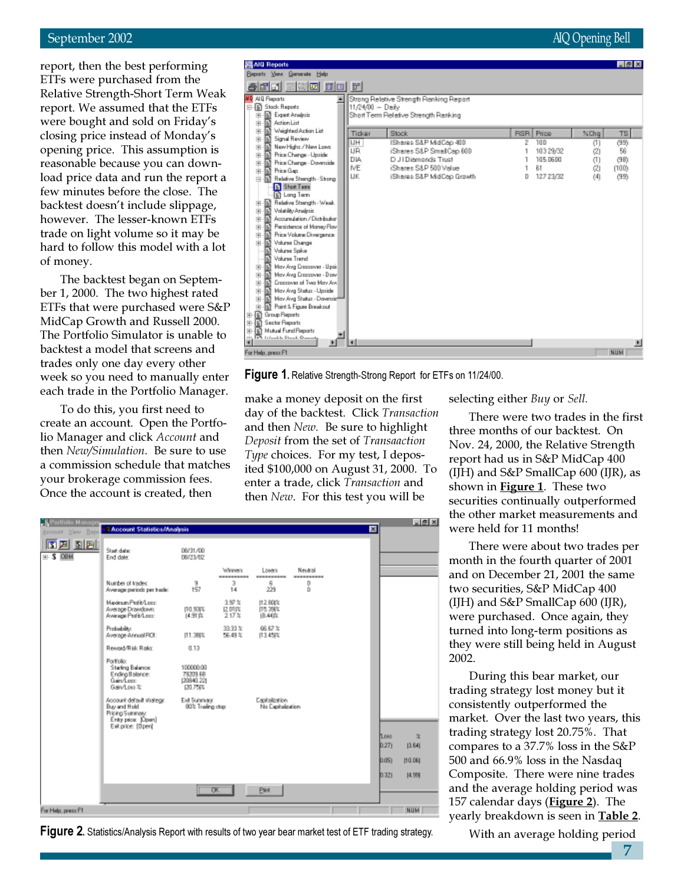report, then the best performing ETFs were purchased from the Relative Strength-Short Term Weak report. We assumed that the ETFs were bought and sold on Friday's closing price instead of Monday's opening price. This assumption is reasonable because you can download price data and run the report a few minutes before the close. The backtest doesn't include slippage, however. The lesser-known ETFs trade on light volume so it may be hard to follow this model with a lot of money.

The backtest began on September 1, 2000. The two highest rated ETFs that were purchased were S&P MidCap Growth and Russell 2000. The Portfolio Simulator is unable to backtest a model that screens and trades only one day every other week so you need to manually enter each trade in the Portfolio Manager.

To do this, you first need to create an account. Open the Portfolio Manager and click *Account* and then *New/Simulation*. Be sure to use a commission schedule that matches your brokerage commission fees. Once the account is created, then make a money deposit on the first day of the backtest. Click *Transaction* and then *New*. Be sure to highlight *Deposit* from the set of *Transaction Type* choices. For my test, I deposited $100,000 on August 31, 2000. To enter a trade, click *Transaction* and then *New*. For this test you will be selecting either *Buy* or *Sell*.

There were two trades in the first three months of our backtest. On Nov. 24, 2000, the Relative Strength report had us in S&P MidCap 400 (IJH) and S&P SmallCap 600 (IJR), as shown in **Figure 1**. These two securities continually outperformed the other market measurements and were held for 11 months!

There were about two trades per month in the fourth quarter of 2001 and on December 21, 2001 the same two securities, S&P MidCap 400 (IJH) and S&P SmallCap 600 (IJR), were purchased. Once again, they turned into long-term positions as they were still being held in August 2002.

During this bear market, our trading strategy lost money but it consistently outperformed the market. Over the last two years, this trading strategy lost 20.75%. That compares to a 37.7% loss in the S&P 500 and 66.9% loss in the Nasdaq Composite. There were nine trades and the average holding period was 157 calendar days (**Figure 2**). The yearly breakdown is seen in **Table 2**.

With an average holding period

**Figure 1.** Relative Strength-Strong Report for ETFs on 11/24/00.

**Figure 2.** Statistics/Analysis Report with results of two year bear market test of ETF trading strategy.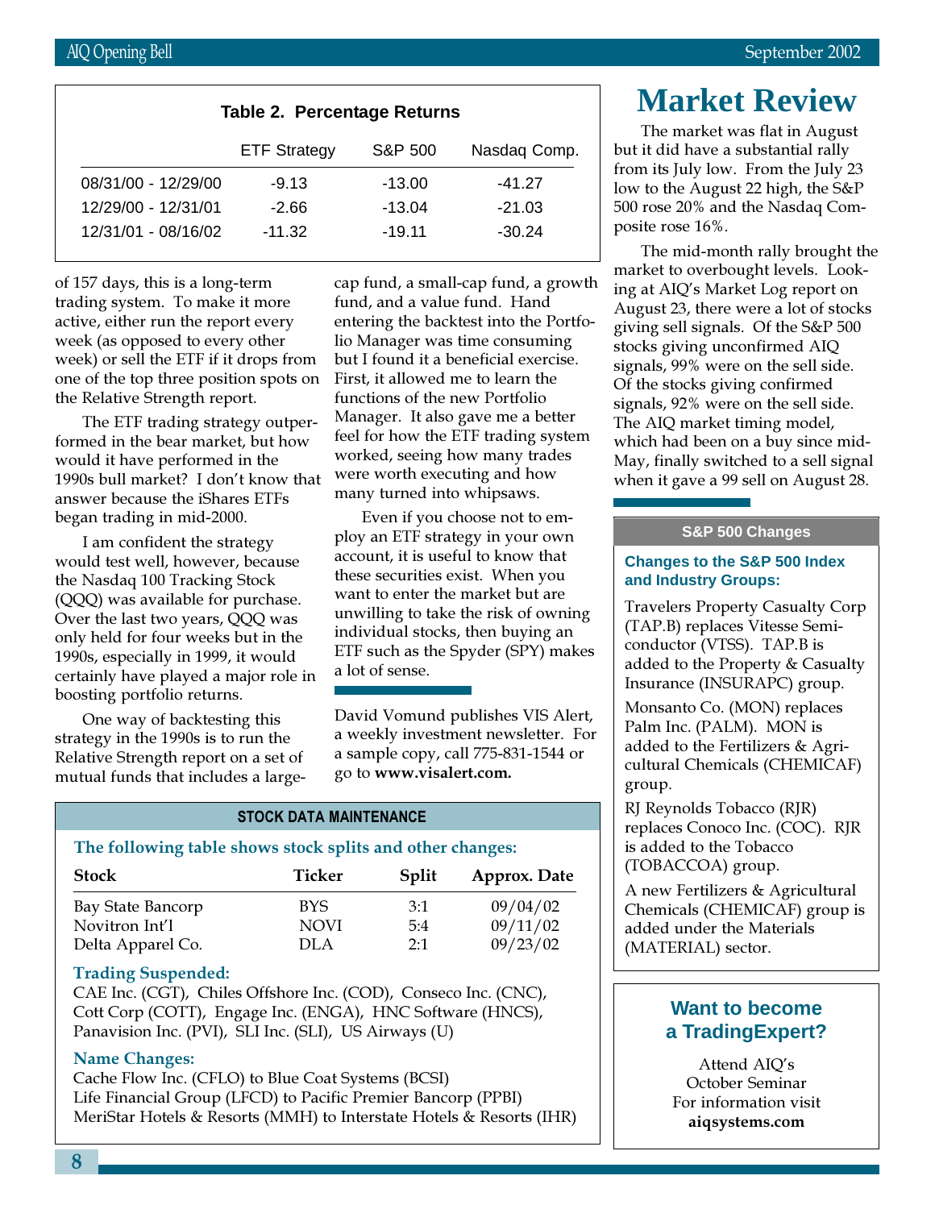**Table 2. Percentage Returns**

| | ETF Strategy | S&P 500 | Nasdaq Comp. |
|---|---|---|---|
| 08/31/00 - 12/29/00 | -9.13 | -13.00 | -41.27 |
| 12/29/00 - 12/31/01 | -2.66 | -13.04 | -21.03 |
| 12/31/01 - 08/16/02 | -11.32 | -19.11 | -30.24 |

of 157 days, this is a long-term trading system. To make it more active, either run the report every week (as opposed to every other week) or sell the ETF if it drops from one of the top three position spots on the Relative Strength report.

The ETF trading strategy outperformed in the bear market, but how would it have performed in the 1990s bull market? I don't know that answer because the iShares ETFs began trading in mid-2000.

I am confident the strategy would test well, however, because the Nasdaq 100 Tracking Stock (QQQ) was available for purchase. Over the last two years, QQQ was only held for four weeks but in the 1990s, especially in 1999, it would certainly have played a major role in boosting portfolio returns.

One way of backtesting this strategy in the 1990s is to run the Relative Strength report on a set of mutual funds that includes a large-cap fund, a small-cap fund, a growth fund, and a value fund. Hand entering the backtest into the Portfolio Manager was time consuming but I found it a beneficial exercise. First, it allowed me to learn the functions of the new Portfolio Manager. It also gave me a better feel for how the ETF trading system worked, seeing how many trades were worth executing and how many turned into whipsaws.

Even if you choose not to employ an ETF strategy in your own account, it is useful to know that these securities exist. When you want to enter the market but are unwilling to take the risk of owning individual stocks, then buying an ETF such as the Spyder (SPY) makes a lot of sense.

David Vomund publishes VIS Alert, a weekly investment newsletter. For a sample copy, call 775-831-1544 or go to **www.visalert.com.**

# Market Review

The market was flat in August but it did have a substantial rally from its July low. From the July 23 low to the August 22 high, the S&P 500 rose 20% and the Nasdaq Composite rose 16%.

The mid-month rally brought the market to overbought levels. Looking at AIQ's Market Log report on August 23, there were a lot of stocks giving sell signals. Of the S&P 500 stocks giving unconfirmed AIQ signals, 99% were on the sell side. Of the stocks giving confirmed signals, 92% were on the sell side. The AIQ market timing model, which had been on a buy since mid-May, finally switched to a sell signal when it gave a 99 sell on August 28.

## STOCK DATA MAINTENANCE

**The following table shows stock splits and other changes:**

| Stock | Ticker | Split | Approx. Date |
|---|---|---|---|
| Bay State Bancorp | BYS | 3:1 | 09/04/02 |
| Novitron Int'l | NOVI | 5:4 | 09/11/02 |
| Delta Apparel Co. | DLA | 2:1 | 09/23/02 |

**Trading Suspended:**

CAE Inc. (CGT), Chiles Offshore Inc. (COD), Conseco Inc. (CNC), Cott Corp (COTT), Engage Inc. (ENGA), HNC Software (HNCS), Panavision Inc. (PVI), SLI Inc. (SLI), US Airways (U)

**Name Changes:**

Cache Flow Inc. (CFLO) to Blue Coat Systems (BCSI)
Life Financial Group (LFCD) to Pacific Premier Bancorp (PPBI)
MeriStar Hotels & Resorts (MMH) to Interstate Hotels & Resorts (IHR)

## S&P 500 Changes

**Changes to the S&P 500 Index and Industry Groups:**

Travelers Property Casualty Corp (TAP.B) replaces Vitesse Semiconductor (VTSS). TAP.B is added to the Property & Casualty Insurance (INSURAPC) group.

Monsanto Co. (MON) replaces Palm Inc. (PALM). MON is added to the Fertilizers & Agricultural Chemicals (CHEMICAF) group.

RJ Reynolds Tobacco (RJR) replaces Conoco Inc. (COC). RJR is added to the Tobacco (TOBACCOA) group.

A new Fertilizers & Agricultural Chemicals (CHEMICAF) group is added under the Materials (MATERIAL) sector.

**Want to become a TradingExpert?**

Attend AIQ's October Seminar
For information visit
**aiqsystems.com**